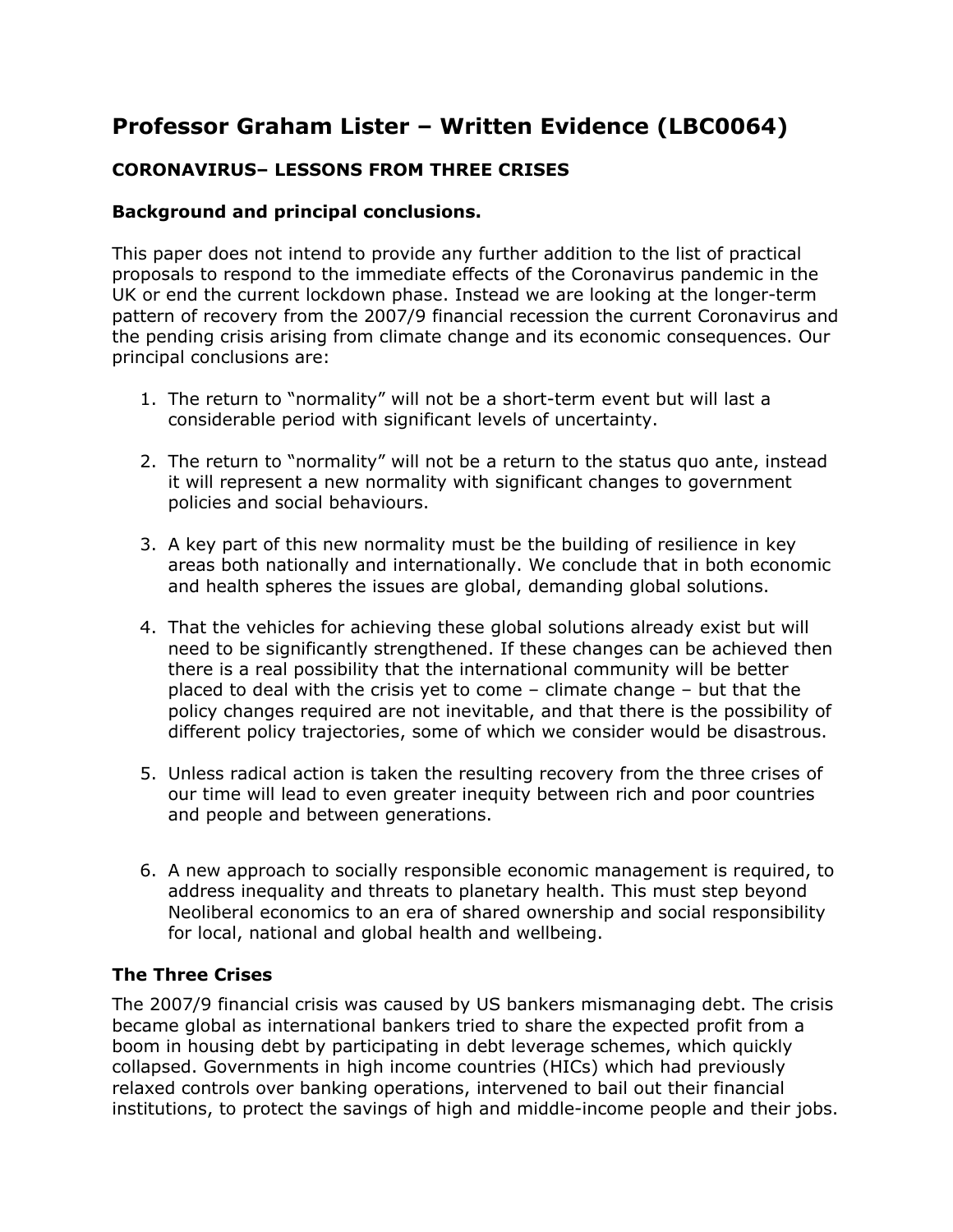# Professor Graham Lister – Written Evidence (LBC0064)

## CORONAVIRUS– LESSONS FROM THREE CRISES

### Background and principal conclusions.

This paper does not intend to provide any further addition to the list of practical proposals to respond to the immediate effects of the Coronavirus pandemic in the UK or end the current lockdown phase. Instead we are looking at the longer-term pattern of recovery from the 2007/9 financial recession the current Coronavirus and the pending crisis arising from climate change and its economic consequences. Our principal conclusions are:

1. The return to "normality" will not be a short-term event but will last a considerable period with significant levels of uncertainty.

2. The return to "normality" will not be a return to the status quo ante, instead it will represent a new normality with significant changes to government policies and social behaviours.

3. A key part of this new normality must be the building of resilience in key areas both nationally and internationally. We conclude that in both economic and health spheres the issues are global, demanding global solutions.

4. That the vehicles for achieving these global solutions already exist but will need to be significantly strengthened. If these changes can be achieved then there is a real possibility that the international community will be better placed to deal with the crisis yet to come – climate change – but that the policy changes required are not inevitable, and that there is the possibility of different policy trajectories, some of which we consider would be disastrous.

5. Unless radical action is taken the resulting recovery from the three crises of our time will lead to even greater inequity between rich and poor countries and people and between generations.

6. A new approach to socially responsible economic management is required, to address inequality and threats to planetary health. This must step beyond Neoliberal economics to an era of shared ownership and social responsibility for local, national and global health and wellbeing.

### The Three Crises

The 2007/9 financial crisis was caused by US bankers mismanaging debt. The crisis became global as international bankers tried to share the expected profit from a boom in housing debt by participating in debt leverage schemes, which quickly collapsed. Governments in high income countries (HICs) which had previously relaxed controls over banking operations, intervened to bail out their financial institutions, to protect the savings of high and middle-income people and their jobs.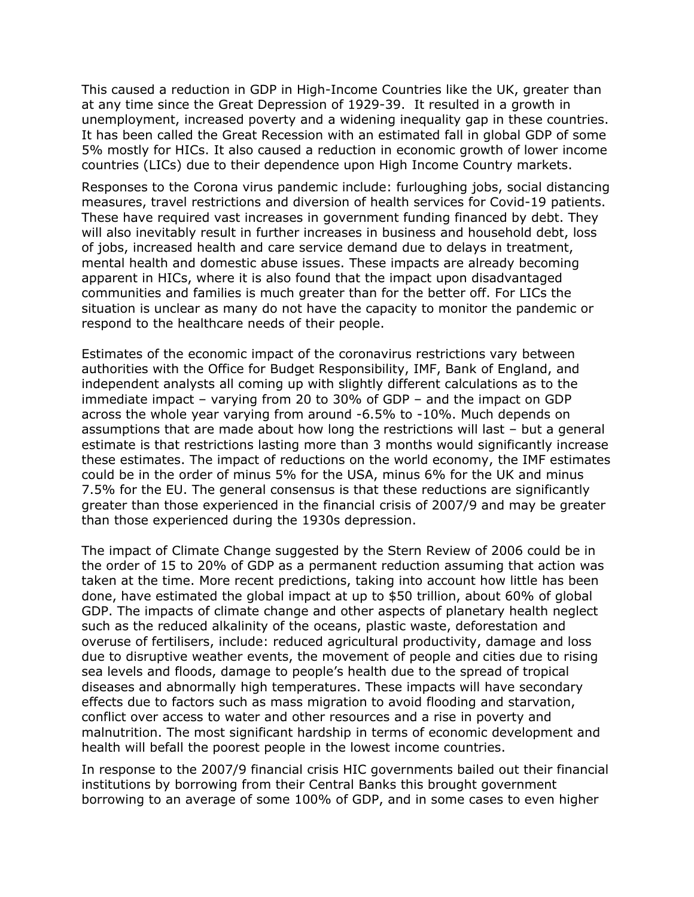This caused a reduction in GDP in High-Income Countries like the UK, greater than at any time since the Great Depression of 1929-39. It resulted in a growth in unemployment, increased poverty and a widening inequality gap in these countries. It has been called the Great Recession with an estimated fall in global GDP of some 5% mostly for HICs. It also caused a reduction in economic growth of lower income countries (LICs) due to their dependence upon High Income Country markets.

Responses to the Corona virus pandemic include: furloughing jobs, social distancing measures, travel restrictions and diversion of health services for Covid-19 patients. These have required vast increases in government funding financed by debt. They will also inevitably result in further increases in business and household debt, loss of jobs, increased health and care service demand due to delays in treatment, mental health and domestic abuse issues. These impacts are already becoming apparent in HICs, where it is also found that the impact upon disadvantaged communities and families is much greater than for the better off. For LICs the situation is unclear as many do not have the capacity to monitor the pandemic or respond to the healthcare needs of their people.

Estimates of the economic impact of the coronavirus restrictions vary between authorities with the Office for Budget Responsibility, IMF, Bank of England, and independent analysts all coming up with slightly different calculations as to the immediate impact – varying from 20 to 30% of GDP – and the impact on GDP across the whole year varying from around -6.5% to -10%. Much depends on assumptions that are made about how long the restrictions will last – but a general estimate is that restrictions lasting more than 3 months would significantly increase these estimates. The impact of reductions on the world economy, the IMF estimates could be in the order of minus 5% for the USA, minus 6% for the UK and minus 7.5% for the EU. The general consensus is that these reductions are significantly greater than those experienced in the financial crisis of 2007/9 and may be greater than those experienced during the 1930s depression.

The impact of Climate Change suggested by the Stern Review of 2006 could be in the order of 15 to 20% of GDP as a permanent reduction assuming that action was taken at the time. More recent predictions, taking into account how little has been done, have estimated the global impact at up to $50 trillion, about 60% of global GDP. The impacts of climate change and other aspects of planetary health neglect such as the reduced alkalinity of the oceans, plastic waste, deforestation and overuse of fertilisers, include: reduced agricultural productivity, damage and loss due to disruptive weather events, the movement of people and cities due to rising sea levels and floods, damage to people's health due to the spread of tropical diseases and abnormally high temperatures. These impacts will have secondary effects due to factors such as mass migration to avoid flooding and starvation, conflict over access to water and other resources and a rise in poverty and malnutrition. The most significant hardship in terms of economic development and health will befall the poorest people in the lowest income countries.

In response to the 2007/9 financial crisis HIC governments bailed out their financial institutions by borrowing from their Central Banks this brought government borrowing to an average of some 100% of GDP, and in some cases to even higher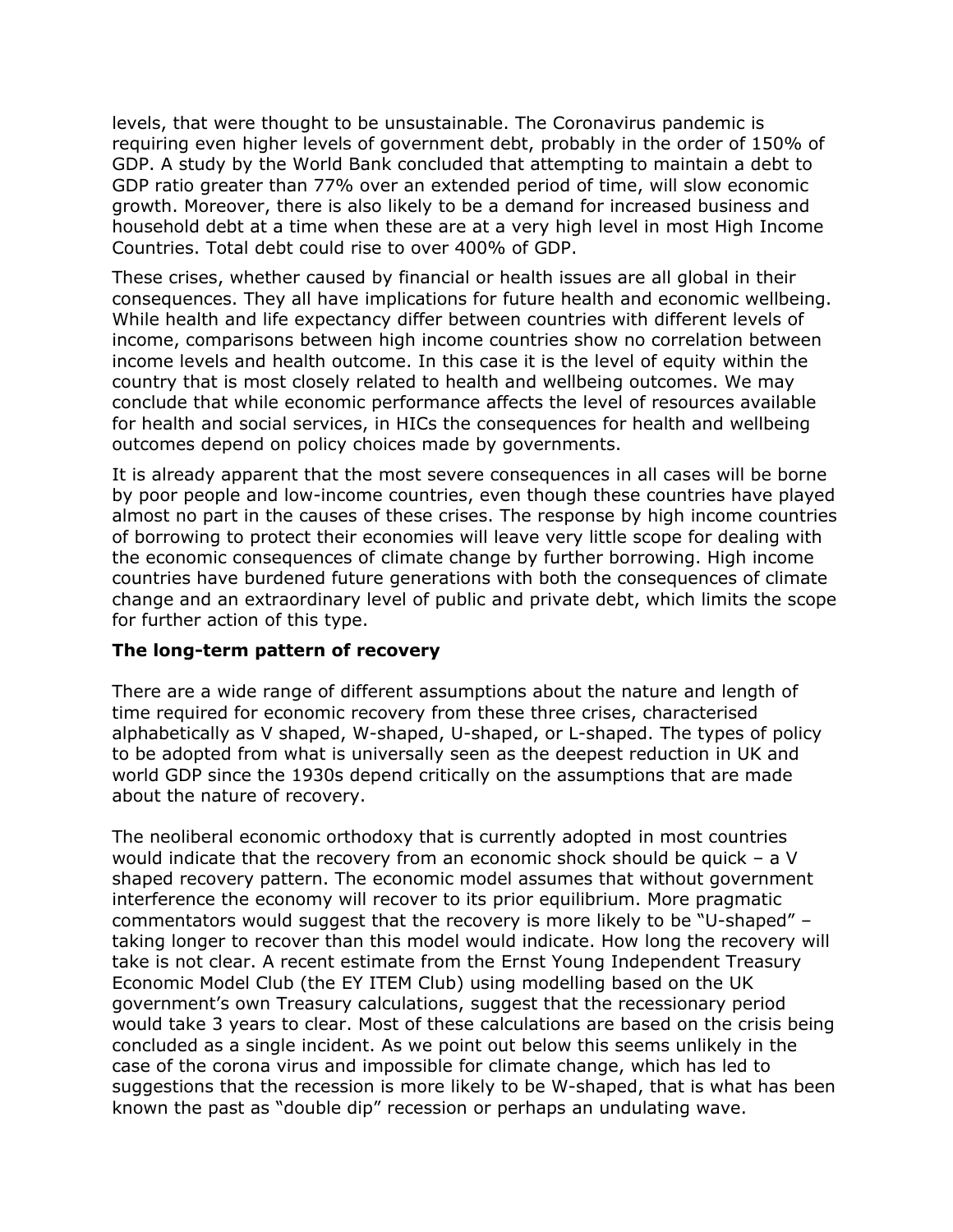levels, that were thought to be unsustainable. The Coronavirus pandemic is requiring even higher levels of government debt, probably in the order of 150% of GDP. A study by the World Bank concluded that attempting to maintain a debt to GDP ratio greater than 77% over an extended period of time, will slow economic growth. Moreover, there is also likely to be a demand for increased business and household debt at a time when these are at a very high level in most High Income Countries. Total debt could rise to over 400% of GDP.

These crises, whether caused by financial or health issues are all global in their consequences. They all have implications for future health and economic wellbeing. While health and life expectancy differ between countries with different levels of income, comparisons between high income countries show no correlation between income levels and health outcome. In this case it is the level of equity within the country that is most closely related to health and wellbeing outcomes. We may conclude that while economic performance affects the level of resources available for health and social services, in HICs the consequences for health and wellbeing outcomes depend on policy choices made by governments.

It is already apparent that the most severe consequences in all cases will be borne by poor people and low-income countries, even though these countries have played almost no part in the causes of these crises. The response by high income countries of borrowing to protect their economies will leave very little scope for dealing with the economic consequences of climate change by further borrowing. High income countries have burdened future generations with both the consequences of climate change and an extraordinary level of public and private debt, which limits the scope for further action of this type.

**The long-term pattern of recovery**

There are a wide range of different assumptions about the nature and length of time required for economic recovery from these three crises, characterised alphabetically as V shaped, W-shaped, U-shaped, or L-shaped. The types of policy to be adopted from what is universally seen as the deepest reduction in UK and world GDP since the 1930s depend critically on the assumptions that are made about the nature of recovery.

The neoliberal economic orthodoxy that is currently adopted in most countries would indicate that the recovery from an economic shock should be quick – a V shaped recovery pattern. The economic model assumes that without government interference the economy will recover to its prior equilibrium. More pragmatic commentators would suggest that the recovery is more likely to be "U-shaped" – taking longer to recover than this model would indicate. How long the recovery will take is not clear. A recent estimate from the Ernst Young Independent Treasury Economic Model Club (the EY ITEM Club) using modelling based on the UK government's own Treasury calculations, suggest that the recessionary period would take 3 years to clear. Most of these calculations are based on the crisis being concluded as a single incident. As we point out below this seems unlikely in the case of the corona virus and impossible for climate change, which has led to suggestions that the recession is more likely to be W-shaped, that is what has been known the past as "double dip" recession or perhaps an undulating wave.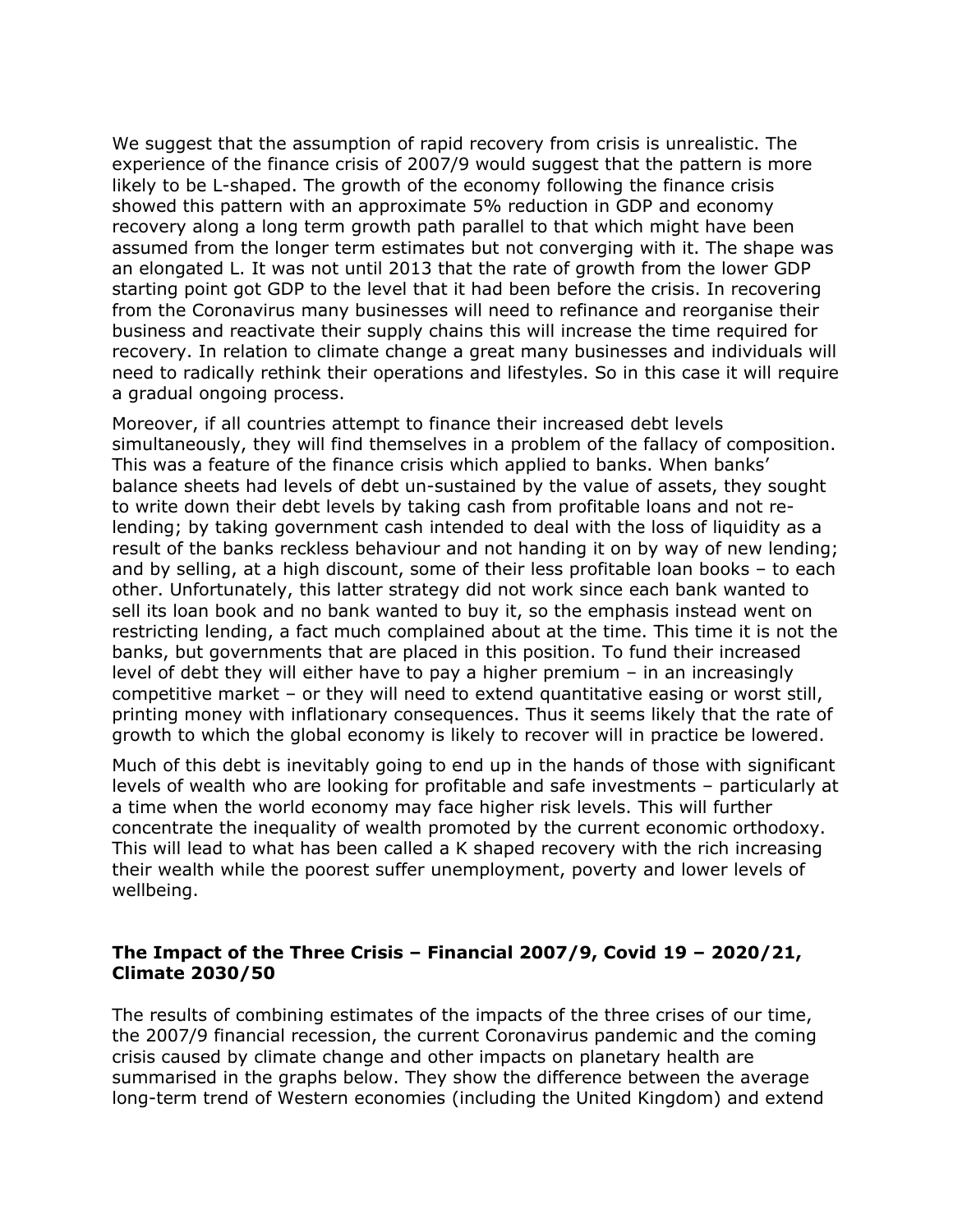We suggest that the assumption of rapid recovery from crisis is unrealistic. The experience of the finance crisis of 2007/9 would suggest that the pattern is more likely to be L-shaped. The growth of the economy following the finance crisis showed this pattern with an approximate 5% reduction in GDP and economy recovery along a long term growth path parallel to that which might have been assumed from the longer term estimates but not converging with it. The shape was an elongated L. It was not until 2013 that the rate of growth from the lower GDP starting point got GDP to the level that it had been before the crisis. In recovering from the Coronavirus many businesses will need to refinance and reorganise their business and reactivate their supply chains this will increase the time required for recovery. In relation to climate change a great many businesses and individuals will need to radically rethink their operations and lifestyles. So in this case it will require a gradual ongoing process.

Moreover, if all countries attempt to finance their increased debt levels simultaneously, they will find themselves in a problem of the fallacy of composition. This was a feature of the finance crisis which applied to banks. When banks' balance sheets had levels of debt un-sustained by the value of assets, they sought to write down their debt levels by taking cash from profitable loans and not re-lending; by taking government cash intended to deal with the loss of liquidity as a result of the banks reckless behaviour and not handing it on by way of new lending; and by selling, at a high discount, some of their less profitable loan books – to each other. Unfortunately, this latter strategy did not work since each bank wanted to sell its loan book and no bank wanted to buy it, so the emphasis instead went on restricting lending, a fact much complained about at the time. This time it is not the banks, but governments that are placed in this position. To fund their increased level of debt they will either have to pay a higher premium – in an increasingly competitive market – or they will need to extend quantitative easing or worst still, printing money with inflationary consequences. Thus it seems likely that the rate of growth to which the global economy is likely to recover will in practice be lowered.

Much of this debt is inevitably going to end up in the hands of those with significant levels of wealth who are looking for profitable and safe investments – particularly at a time when the world economy may face higher risk levels. This will further concentrate the inequality of wealth promoted by the current economic orthodoxy. This will lead to what has been called a K shaped recovery with the rich increasing their wealth while the poorest suffer unemployment, poverty and lower levels of wellbeing.

## The Impact of the Three Crisis – Financial 2007/9, Covid 19 – 2020/21, Climate 2030/50

The results of combining estimates of the impacts of the three crises of our time, the 2007/9 financial recession, the current Coronavirus pandemic and the coming crisis caused by climate change and other impacts on planetary health are summarised in the graphs below. They show the difference between the average long-term trend of Western economies (including the United Kingdom) and extend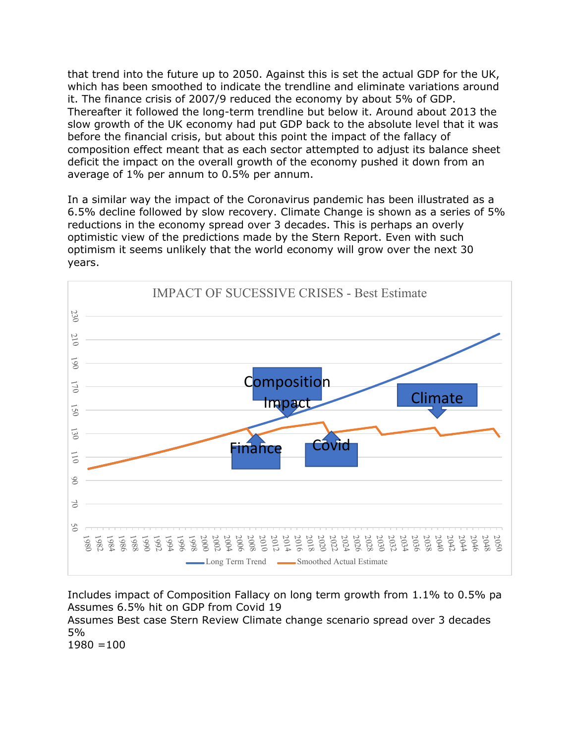that trend into the future up to 2050. Against this is set the actual GDP for the UK, which has been smoothed to indicate the trendline and eliminate variations around it. The finance crisis of 2007/9 reduced the economy by about 5% of GDP. Thereafter it followed the long-term trendline but below it. Around about 2013 the slow growth of the UK economy had put GDP back to the absolute level that it was before the financial crisis, but about this point the impact of the fallacy of composition effect meant that as each sector attempted to adjust its balance sheet deficit the impact on the overall growth of the economy pushed it down from an average of 1% per annum to 0.5% per annum.

In a similar way the impact of the Coronavirus pandemic has been illustrated as a 6.5% decline followed by slow recovery. Climate Change is shown as a series of 5% reductions in the economy spread over 3 decades. This is perhaps an overly optimistic view of the predictions made by the Stern Report. Even with such optimism it seems unlikely that the world economy will grow over the next 30 years.

IMPACT OF SUCESSIVE CRISES - Best Estimate

Includes impact of Composition Fallacy on long term growth from 1.1% to 0.5% pa
Assumes 6.5% hit on GDP from Covid 19
Assumes Best case Stern Review Climate change scenario spread over 3 decades 5%
1980 =100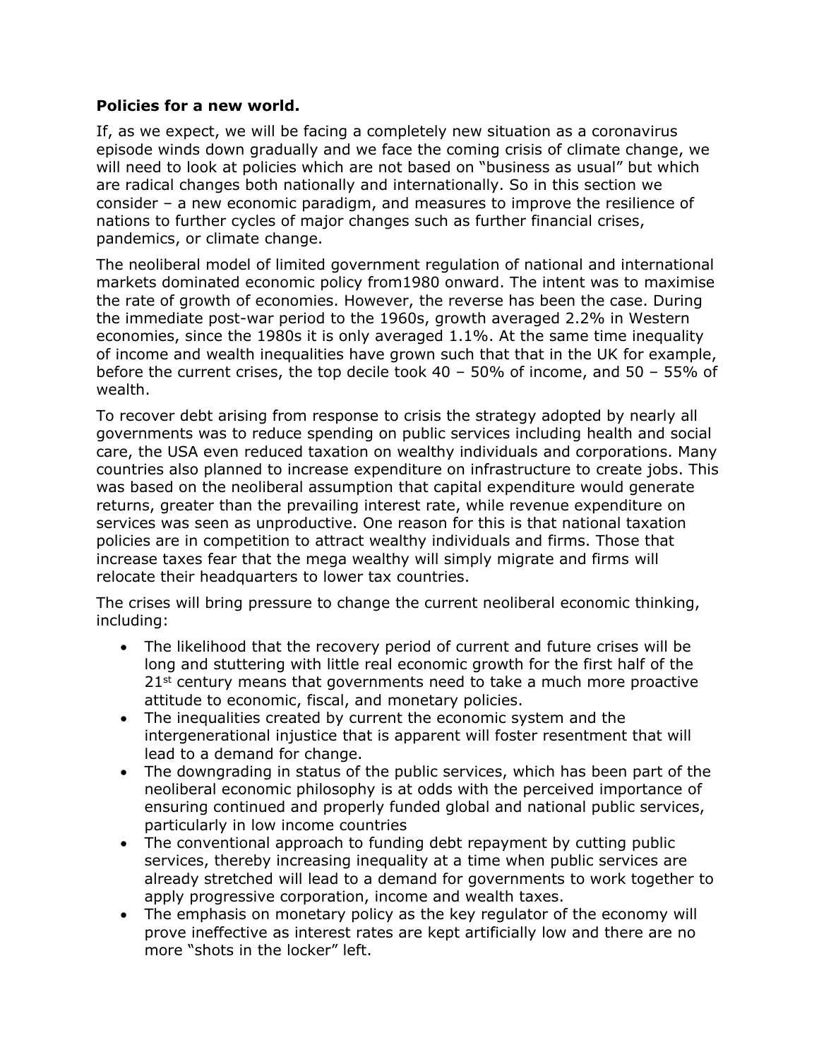**Policies for a new world.**

If, as we expect, we will be facing a completely new situation as a coronavirus episode winds down gradually and we face the coming crisis of climate change, we will need to look at policies which are not based on "business as usual" but which are radical changes both nationally and internationally. So in this section we consider – a new economic paradigm, and measures to improve the resilience of nations to further cycles of major changes such as further financial crises, pandemics, or climate change.

The neoliberal model of limited government regulation of national and international markets dominated economic policy from1980 onward. The intent was to maximise the rate of growth of economies. However, the reverse has been the case. During the immediate post-war period to the 1960s, growth averaged 2.2% in Western economies, since the 1980s it is only averaged 1.1%. At the same time inequality of income and wealth inequalities have grown such that that in the UK for example, before the current crises, the top decile took 40 – 50% of income, and 50 – 55% of wealth.

To recover debt arising from response to crisis the strategy adopted by nearly all governments was to reduce spending on public services including health and social care, the USA even reduced taxation on wealthy individuals and corporations. Many countries also planned to increase expenditure on infrastructure to create jobs. This was based on the neoliberal assumption that capital expenditure would generate returns, greater than the prevailing interest rate, while revenue expenditure on services was seen as unproductive. One reason for this is that national taxation policies are in competition to attract wealthy individuals and firms. Those that increase taxes fear that the mega wealthy will simply migrate and firms will relocate their headquarters to lower tax countries.

The crises will bring pressure to change the current neoliberal economic thinking, including:

- The likelihood that the recovery period of current and future crises will be long and stuttering with little real economic growth for the first half of the 21st century means that governments need to take a much more proactive attitude to economic, fiscal, and monetary policies.
- The inequalities created by current the economic system and the intergenerational injustice that is apparent will foster resentment that will lead to a demand for change.
- The downgrading in status of the public services, which has been part of the neoliberal economic philosophy is at odds with the perceived importance of ensuring continued and properly funded global and national public services, particularly in low income countries
- The conventional approach to funding debt repayment by cutting public services, thereby increasing inequality at a time when public services are already stretched will lead to a demand for governments to work together to apply progressive corporation, income and wealth taxes.
- The emphasis on monetary policy as the key regulator of the economy will prove ineffective as interest rates are kept artificially low and there are no more "shots in the locker" left.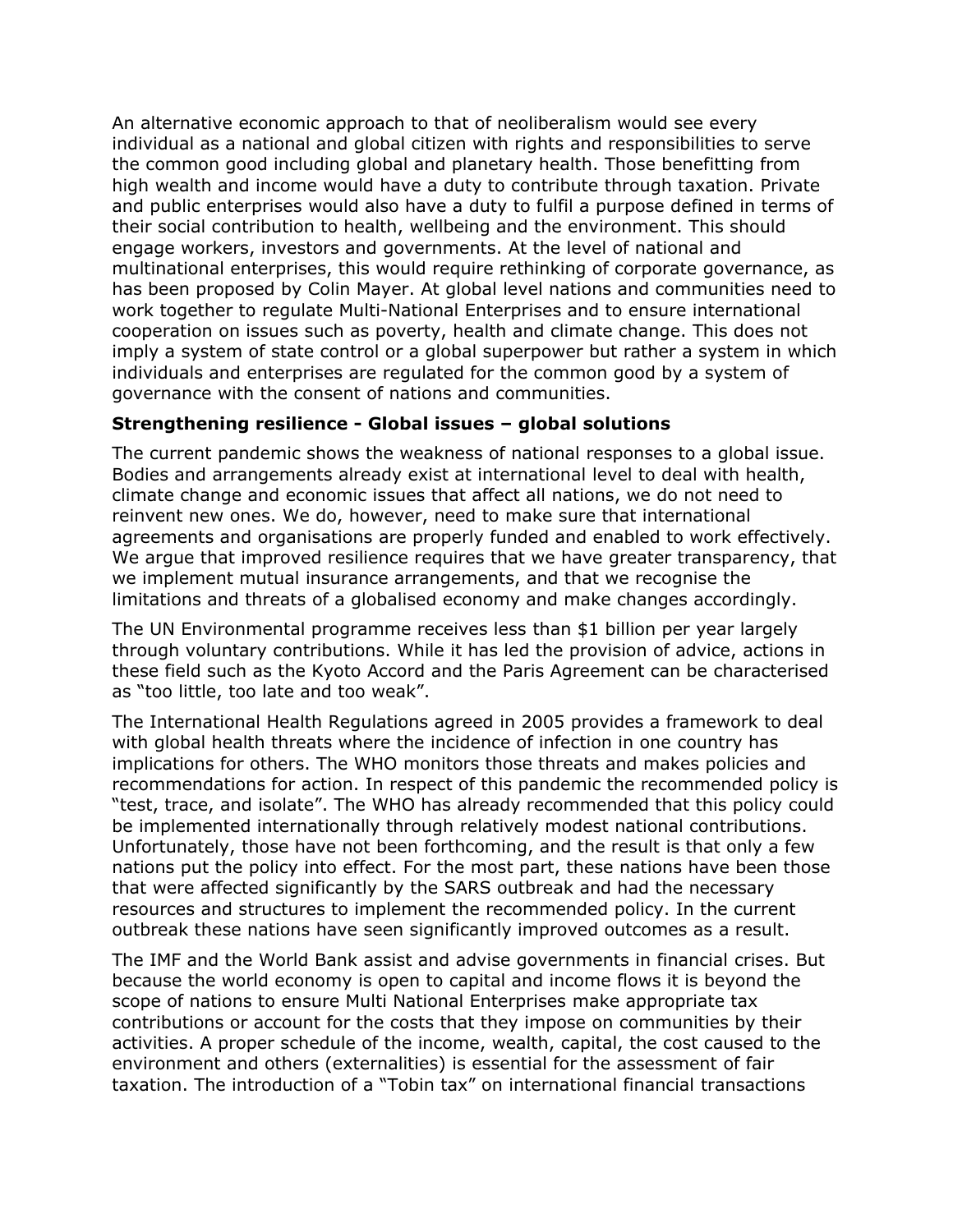An alternative economic approach to that of neoliberalism would see every individual as a national and global citizen with rights and responsibilities to serve the common good including global and planetary health. Those benefitting from high wealth and income would have a duty to contribute through taxation. Private and public enterprises would also have a duty to fulfil a purpose defined in terms of their social contribution to health, wellbeing and the environment. This should engage workers, investors and governments. At the level of national and multinational enterprises, this would require rethinking of corporate governance, as has been proposed by Colin Mayer. At global level nations and communities need to work together to regulate Multi-National Enterprises and to ensure international cooperation on issues such as poverty, health and climate change. This does not imply a system of state control or a global superpower but rather a system in which individuals and enterprises are regulated for the common good by a system of governance with the consent of nations and communities.

**Strengthening resilience - Global issues – global solutions**

The current pandemic shows the weakness of national responses to a global issue. Bodies and arrangements already exist at international level to deal with health, climate change and economic issues that affect all nations, we do not need to reinvent new ones. We do, however, need to make sure that international agreements and organisations are properly funded and enabled to work effectively. We argue that improved resilience requires that we have greater transparency, that we implement mutual insurance arrangements, and that we recognise the limitations and threats of a globalised economy and make changes accordingly.

The UN Environmental programme receives less than $1 billion per year largely through voluntary contributions. While it has led the provision of advice, actions in these field such as the Kyoto Accord and the Paris Agreement can be characterised as "too little, too late and too weak".

The International Health Regulations agreed in 2005 provides a framework to deal with global health threats where the incidence of infection in one country has implications for others. The WHO monitors those threats and makes policies and recommendations for action. In respect of this pandemic the recommended policy is "test, trace, and isolate". The WHO has already recommended that this policy could be implemented internationally through relatively modest national contributions. Unfortunately, those have not been forthcoming, and the result is that only a few nations put the policy into effect. For the most part, these nations have been those that were affected significantly by the SARS outbreak and had the necessary resources and structures to implement the recommended policy. In the current outbreak these nations have seen significantly improved outcomes as a result.

The IMF and the World Bank assist and advise governments in financial crises. But because the world economy is open to capital and income flows it is beyond the scope of nations to ensure Multi National Enterprises make appropriate tax contributions or account for the costs that they impose on communities by their activities. A proper schedule of the income, wealth, capital, the cost caused to the environment and others (externalities) is essential for the assessment of fair taxation. The introduction of a "Tobin tax" on international financial transactions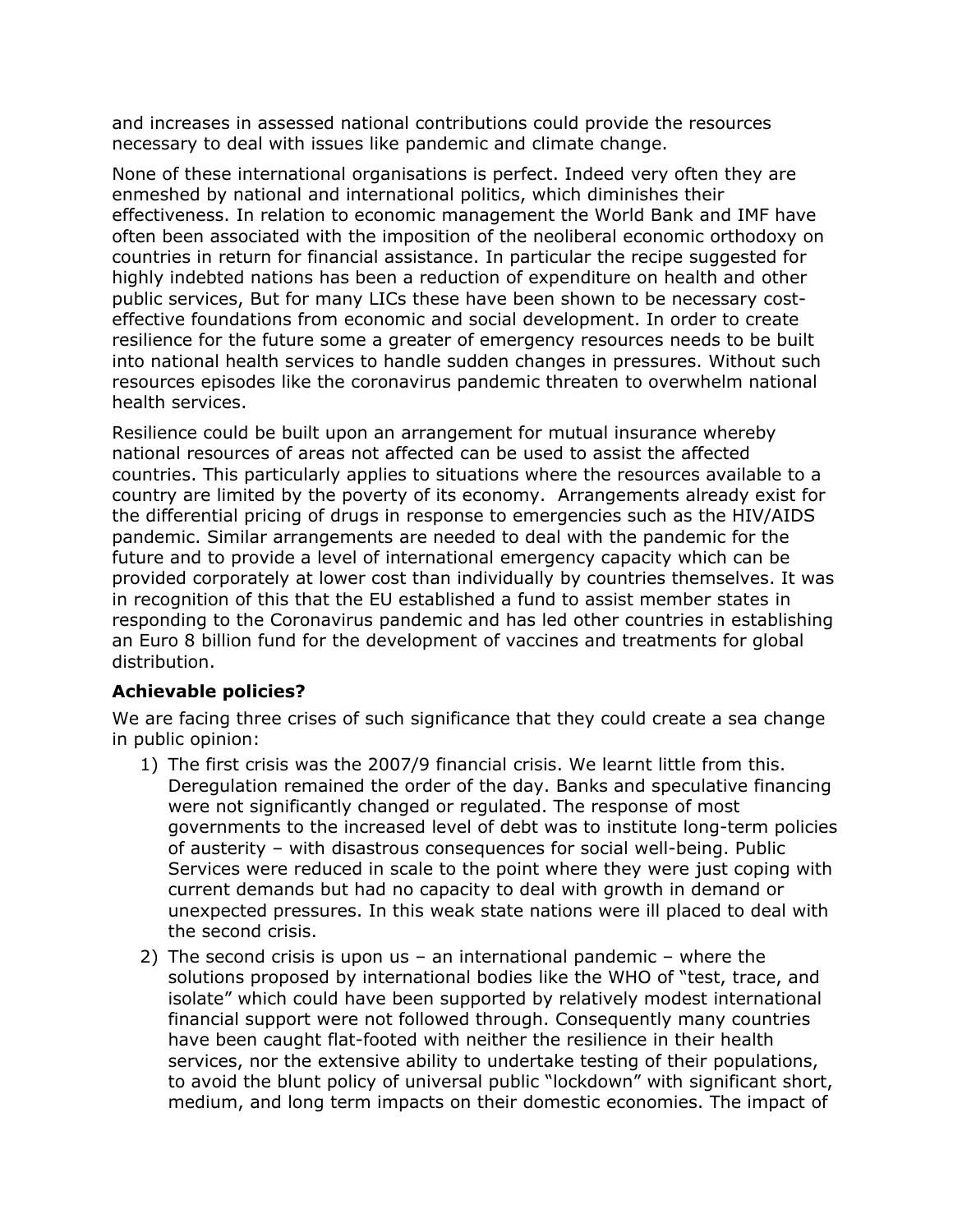and increases in assessed national contributions could provide the resources necessary to deal with issues like pandemic and climate change.

None of these international organisations is perfect. Indeed very often they are enmeshed by national and international politics, which diminishes their effectiveness. In relation to economic management the World Bank and IMF have often been associated with the imposition of the neoliberal economic orthodoxy on countries in return for financial assistance. In particular the recipe suggested for highly indebted nations has been a reduction of expenditure on health and other public services, But for many LICs these have been shown to be necessary cost-effective foundations from economic and social development. In order to create resilience for the future some a greater of emergency resources needs to be built into national health services to handle sudden changes in pressures. Without such resources episodes like the coronavirus pandemic threaten to overwhelm national health services.

Resilience could be built upon an arrangement for mutual insurance whereby national resources of areas not affected can be used to assist the affected countries. This particularly applies to situations where the resources available to a country are limited by the poverty of its economy. Arrangements already exist for the differential pricing of drugs in response to emergencies such as the HIV/AIDS pandemic. Similar arrangements are needed to deal with the pandemic for the future and to provide a level of international emergency capacity which can be provided corporately at lower cost than individually by countries themselves. It was in recognition of this that the EU established a fund to assist member states in responding to the Coronavirus pandemic and has led other countries in establishing an Euro 8 billion fund for the development of vaccines and treatments for global distribution.

**Achievable policies?**

We are facing three crises of such significance that they could create a sea change in public opinion:

1) The first crisis was the 2007/9 financial crisis. We learnt little from this. Deregulation remained the order of the day. Banks and speculative financing were not significantly changed or regulated. The response of most governments to the increased level of debt was to institute long-term policies of austerity – with disastrous consequences for social well-being. Public Services were reduced in scale to the point where they were just coping with current demands but had no capacity to deal with growth in demand or unexpected pressures. In this weak state nations were ill placed to deal with the second crisis.
2) The second crisis is upon us – an international pandemic – where the solutions proposed by international bodies like the WHO of "test, trace, and isolate" which could have been supported by relatively modest international financial support were not followed through. Consequently many countries have been caught flat-footed with neither the resilience in their health services, nor the extensive ability to undertake testing of their populations, to avoid the blunt policy of universal public "lockdown" with significant short, medium, and long term impacts on their domestic economies. The impact of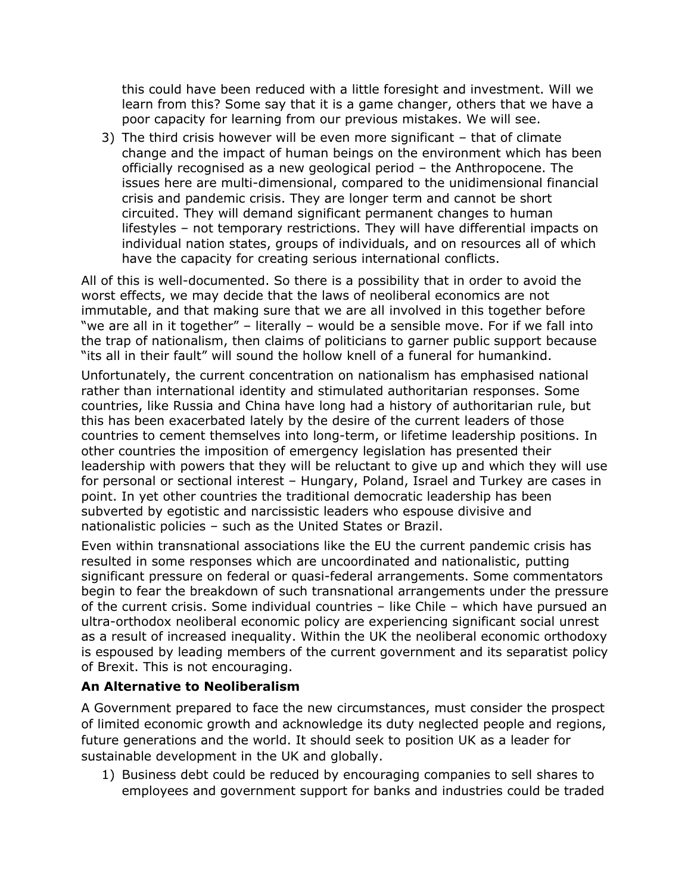this could have been reduced with a little foresight and investment. Will we learn from this? Some say that it is a game changer, others that we have a poor capacity for learning from our previous mistakes. We will see.

3) The third crisis however will be even more significant – that of climate change and the impact of human beings on the environment which has been officially recognised as a new geological period – the Anthropocene. The issues here are multi-dimensional, compared to the unidimensional financial crisis and pandemic crisis. They are longer term and cannot be short circuited. They will demand significant permanent changes to human lifestyles – not temporary restrictions. They will have differential impacts on individual nation states, groups of individuals, and on resources all of which have the capacity for creating serious international conflicts.

All of this is well-documented. So there is a possibility that in order to avoid the worst effects, we may decide that the laws of neoliberal economics are not immutable, and that making sure that we are all involved in this together before "we are all in it together" – literally – would be a sensible move. For if we fall into the trap of nationalism, then claims of politicians to garner public support because "its all in their fault" will sound the hollow knell of a funeral for humankind.

Unfortunately, the current concentration on nationalism has emphasised national rather than international identity and stimulated authoritarian responses. Some countries, like Russia and China have long had a history of authoritarian rule, but this has been exacerbated lately by the desire of the current leaders of those countries to cement themselves into long-term, or lifetime leadership positions. In other countries the imposition of emergency legislation has presented their leadership with powers that they will be reluctant to give up and which they will use for personal or sectional interest – Hungary, Poland, Israel and Turkey are cases in point. In yet other countries the traditional democratic leadership has been subverted by egotistic and narcissistic leaders who espouse divisive and nationalistic policies – such as the United States or Brazil.

Even within transnational associations like the EU the current pandemic crisis has resulted in some responses which are uncoordinated and nationalistic, putting significant pressure on federal or quasi-federal arrangements. Some commentators begin to fear the breakdown of such transnational arrangements under the pressure of the current crisis. Some individual countries – like Chile – which have pursued an ultra-orthodox neoliberal economic policy are experiencing significant social unrest as a result of increased inequality. Within the UK the neoliberal economic orthodoxy is espoused by leading members of the current government and its separatist policy of Brexit. This is not encouraging.

**An Alternative to Neoliberalism**

A Government prepared to face the new circumstances, must consider the prospect of limited economic growth and acknowledge its duty neglected people and regions, future generations and the world. It should seek to position UK as a leader for sustainable development in the UK and globally.

1) Business debt could be reduced by encouraging companies to sell shares to employees and government support for banks and industries could be traded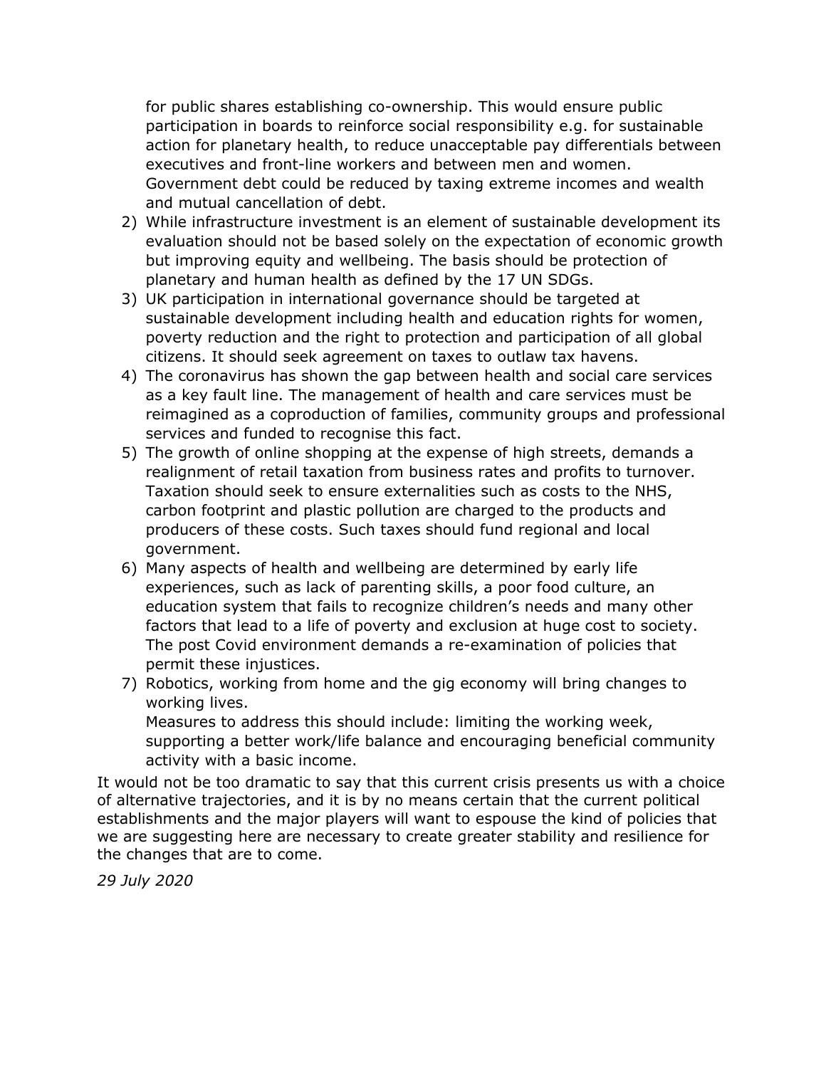for public shares establishing co-ownership. This would ensure public participation in boards to reinforce social responsibility e.g. for sustainable action for planetary health, to reduce unacceptable pay differentials between executives and front-line workers and between men and women. Government debt could be reduced by taxing extreme incomes and wealth and mutual cancellation of debt.

2) While infrastructure investment is an element of sustainable development its evaluation should not be based solely on the expectation of economic growth but improving equity and wellbeing. The basis should be protection of planetary and human health as defined by the 17 UN SDGs.
3) UK participation in international governance should be targeted at sustainable development including health and education rights for women, poverty reduction and the right to protection and participation of all global citizens. It should seek agreement on taxes to outlaw tax havens.
4) The coronavirus has shown the gap between health and social care services as a key fault line. The management of health and care services must be reimagined as a coproduction of families, community groups and professional services and funded to recognise this fact.
5) The growth of online shopping at the expense of high streets, demands a realignment of retail taxation from business rates and profits to turnover. Taxation should seek to ensure externalities such as costs to the NHS, carbon footprint and plastic pollution are charged to the products and producers of these costs. Such taxes should fund regional and local government.
6) Many aspects of health and wellbeing are determined by early life experiences, such as lack of parenting skills, a poor food culture, an education system that fails to recognize children's needs and many other factors that lead to a life of poverty and exclusion at huge cost to society. The post Covid environment demands a re-examination of policies that permit these injustices.
7) Robotics, working from home and the gig economy will bring changes to working lives.
   Measures to address this should include: limiting the working week, supporting a better work/life balance and encouraging beneficial community activity with a basic income.

It would not be too dramatic to say that this current crisis presents us with a choice of alternative trajectories, and it is by no means certain that the current political establishments and the major players will want to espouse the kind of policies that we are suggesting here are necessary to create greater stability and resilience for the changes that are to come.

*29 July 2020*